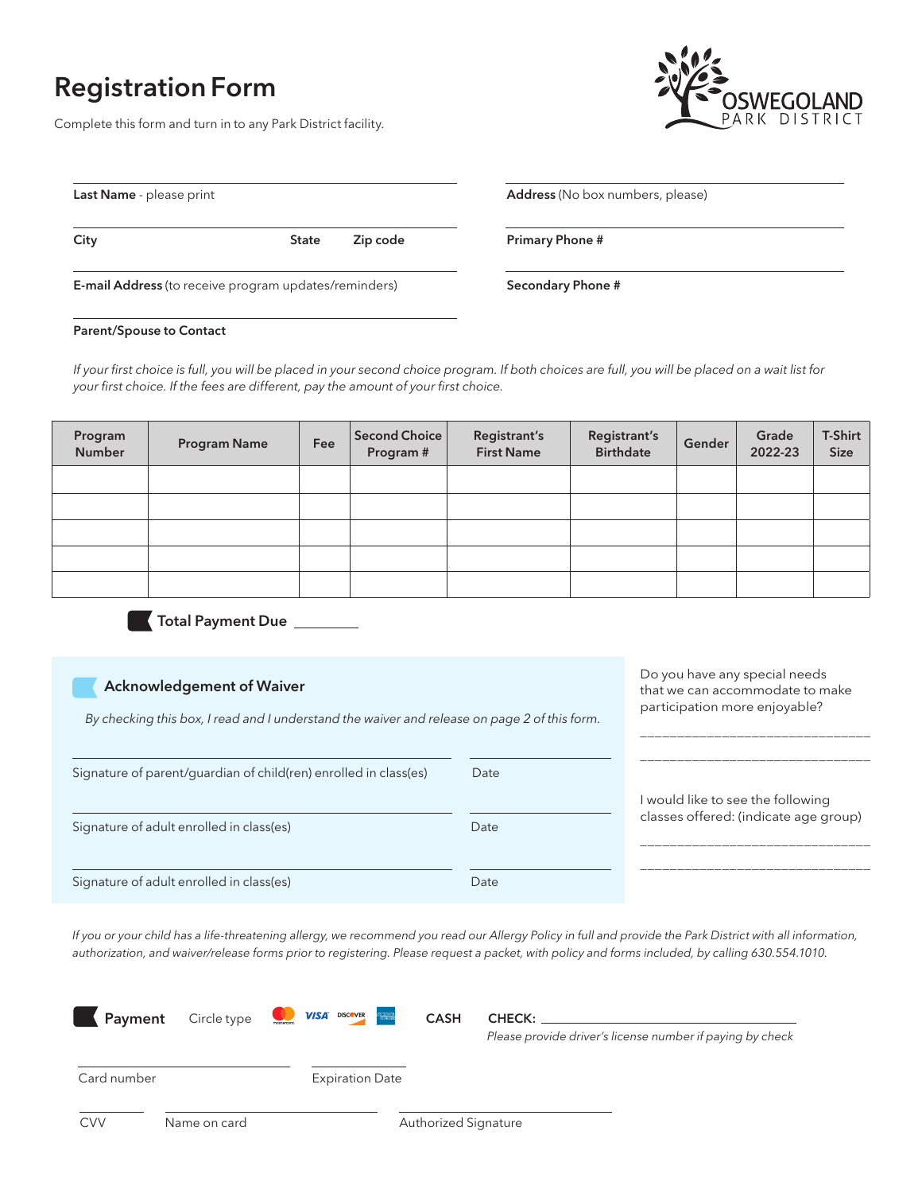# Registration Form

Complete this form and turn in to any Park District facility.

OSWEGOLAND PARK DISTRICT

**Last Name** - please print

**Address** (No box numbers, please)

**City** **State** **Zip code**

**Primary Phone #**

**E-mail Address** (to receive program updates/reminders)

**Secondary Phone #**

**Parent/Spouse to Contact**

*If your first choice is full, you will be placed in your second choice program. If both choices are full, you will be placed on a wait list for your first choice. If the fees are different, pay the amount of your first choice.*

| Program Number | Program Name | Fee | Second Choice Program # | Registrant's First Name | Registrant's Birthdate | Gender | Grade 2022-23 | T-Shirt Size |
|---|---|---|---|---|---|---|---|---|
| | | | | | | | | |
| | | | | | | | | |
| | | | | | | | | |
| | | | | | | | | |
| | | | | | | | | |

**Total Payment Due** ________

## Acknowledgement of Waiver

*By checking this box, I read and I understand the waiver and release on page 2 of this form.*

Signature of parent/guardian of child(ren) enrolled in class(es) Date

Signature of adult enrolled in class(es) Date

Signature of adult enrolled in class(es) Date

Do you have any special needs that we can accommodate to make participation more enjoyable?

______________________________

______________________________

I would like to see the following classes offered: (indicate age group)

______________________________

______________________________

*If you or your child has a life-threatening allergy, we recommend you read our Allergy Policy in full and provide the Park District with all information, authorization, and waiver/release forms prior to registering. Please request a packet, with policy and forms included, by calling 630.554.1010.*

**Payment** Circle type VISA DISCOVER CASH **CHECK:** ______________________

*Please provide driver's license number if paying by check*

Card number Expiration Date

CVV Name on card Authorized Signature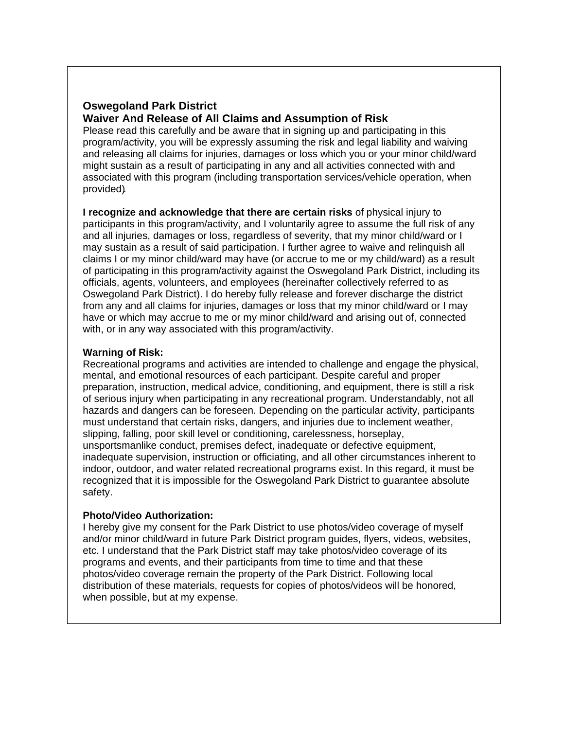**Oswegoland Park District**
**Waiver And Release of All Claims and Assumption of Risk**

Please read this carefully and be aware that in signing up and participating in this program/activity, you will be expressly assuming the risk and legal liability and waiving and releasing all claims for injuries, damages or loss which you or your minor child/ward might sustain as a result of participating in any and all activities connected with and associated with this program (including transportation services/vehicle operation, when provided).

**I recognize and acknowledge that there are certain risks** of physical injury to participants in this program/activity, and I voluntarily agree to assume the full risk of any and all injuries, damages or loss, regardless of severity, that my minor child/ward or I may sustain as a result of said participation. I further agree to waive and relinquish all claims I or my minor child/ward may have (or accrue to me or my child/ward) as a result of participating in this program/activity against the Oswegoland Park District, including its officials, agents, volunteers, and employees (hereinafter collectively referred to as Oswegoland Park District). I do hereby fully release and forever discharge the district from any and all claims for injuries, damages or loss that my minor child/ward or I may have or which may accrue to me or my minor child/ward and arising out of, connected with, or in any way associated with this program/activity.

**Warning of Risk:**
Recreational programs and activities are intended to challenge and engage the physical, mental, and emotional resources of each participant. Despite careful and proper preparation, instruction, medical advice, conditioning, and equipment, there is still a risk of serious injury when participating in any recreational program. Understandably, not all hazards and dangers can be foreseen. Depending on the particular activity, participants must understand that certain risks, dangers, and injuries due to inclement weather, slipping, falling, poor skill level or conditioning, carelessness, horseplay, unsportsmanlike conduct, premises defect, inadequate or defective equipment, inadequate supervision, instruction or officiating, and all other circumstances inherent to indoor, outdoor, and water related recreational programs exist. In this regard, it must be recognized that it is impossible for the Oswegoland Park District to guarantee absolute safety.

**Photo/Video Authorization:**
I hereby give my consent for the Park District to use photos/video coverage of myself and/or minor child/ward in future Park District program guides, flyers, videos, websites, etc. I understand that the Park District staff may take photos/video coverage of its programs and events, and their participants from time to time and that these photos/video coverage remain the property of the Park District. Following local distribution of these materials, requests for copies of photos/videos will be honored, when possible, but at my expense.